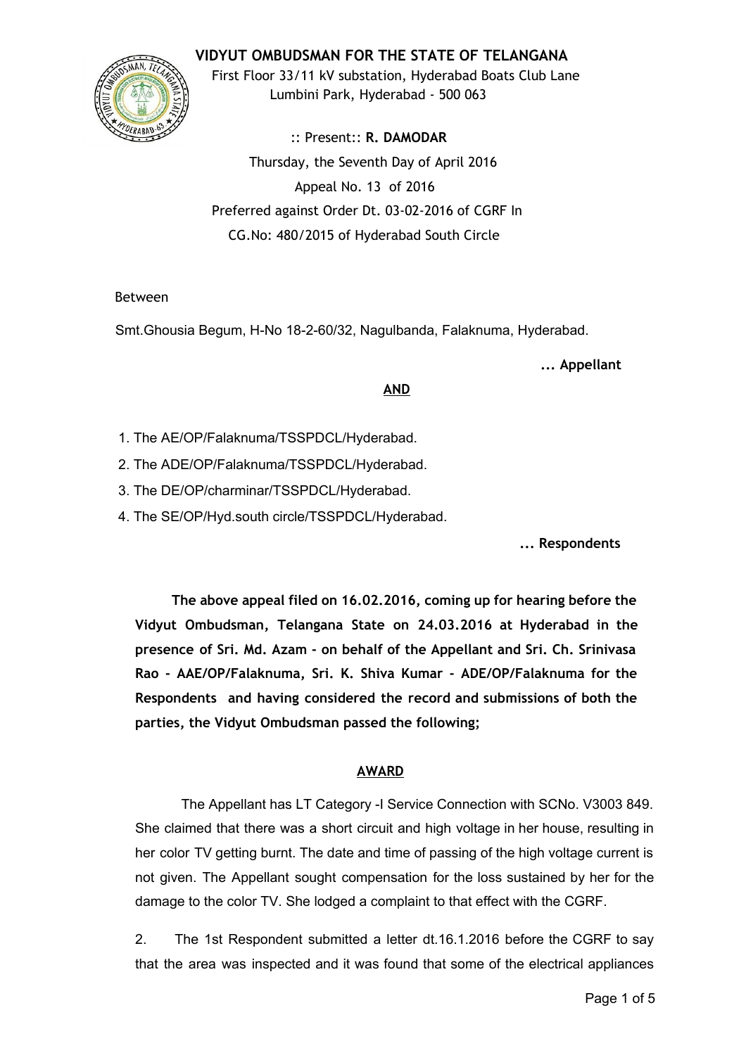# VIDYUT OMBUDSMAN FOR THE STATE OF TELANGANA

First Floor 33/11 kV substation, Hyderabad Boats Club Lane
Lumbini Park, Hyderabad - 500 063

:: Present:: **R. DAMODAR**

Thursday, the Seventh Day of April 2016

Appeal No. 13 of 2016

Preferred against Order Dt. 03-02-2016 of CGRF In
CG.No: 480/2015 of Hyderabad South Circle

Between

Smt.Ghousia Begum, H-No 18-2-60/32, Nagulbanda, Falaknuma, Hyderabad.

**... Appellant**

**AND**

1. The AE/OP/Falaknuma/TSSPDCL/Hyderabad.
2. The ADE/OP/Falaknuma/TSSPDCL/Hyderabad.
3. The DE/OP/charminar/TSSPDCL/Hyderabad.
4. The SE/OP/Hyd.south circle/TSSPDCL/Hyderabad.

**... Respondents**

**The above appeal filed on 16.02.2016, coming up for hearing before the Vidyut Ombudsman, Telangana State on 24.03.2016 at Hyderabad in the presence of Sri. Md. Azam - on behalf of the Appellant and Sri. Ch. Srinivasa Rao - AAE/OP/Falaknuma, Sri. K. Shiva Kumar - ADE/OP/Falaknuma for the Respondents and having considered the record and submissions of both the parties, the Vidyut Ombudsman passed the following;**

## AWARD

The Appellant has LT Category -I Service Connection with SCNo. V3003 849. She claimed that there was a short circuit and high voltage in her house, resulting in her color TV getting burnt. The date and time of passing of the high voltage current is not given. The Appellant sought compensation for the loss sustained by her for the damage to the color TV. She lodged a complaint to that effect with the CGRF.

2. The 1st Respondent submitted a letter dt.16.1.2016 before the CGRF to say that the area was inspected and it was found that some of the electrical appliances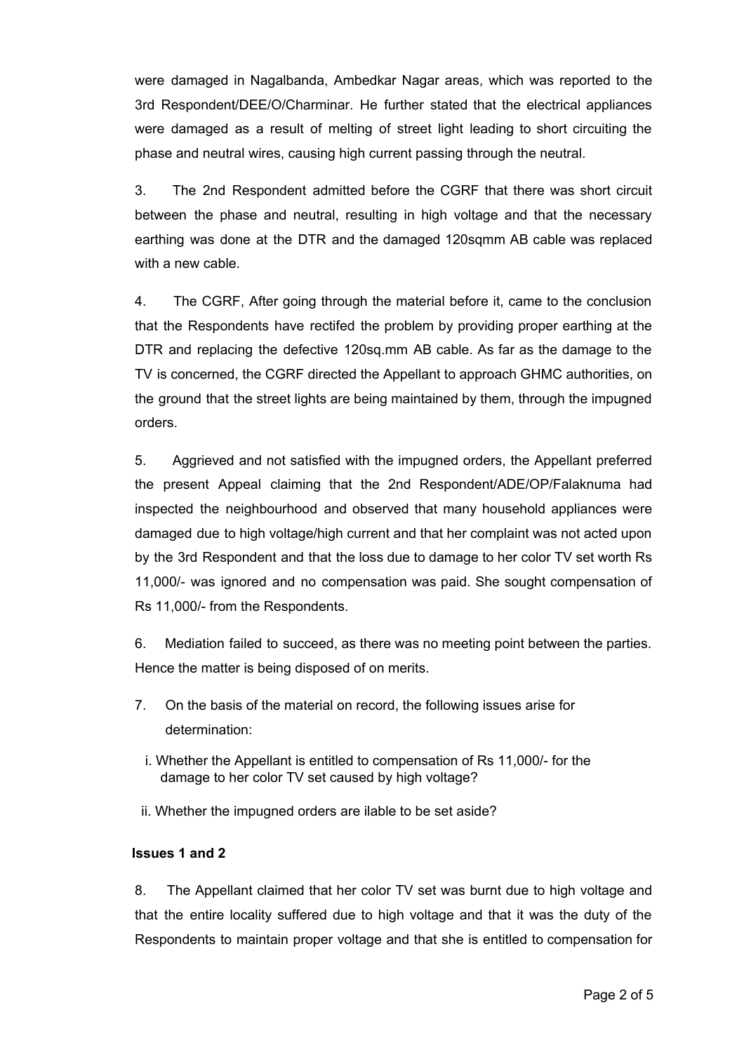were damaged in Nagalbanda, Ambedkar Nagar areas, which was reported to the 3rd Respondent/DEE/O/Charminar. He further stated that the electrical appliances were damaged as a result of melting of street light leading to short circuiting the phase and neutral wires, causing high current passing through the neutral.

3. The 2nd Respondent admitted before the CGRF that there was short circuit between the phase and neutral, resulting in high voltage and that the necessary earthing was done at the DTR and the damaged 120sqmm AB cable was replaced with a new cable.

4. The CGRF, After going through the material before it, came to the conclusion that the Respondents have rectifed the problem by providing proper earthing at the DTR and replacing the defective 120sq.mm AB cable. As far as the damage to the TV is concerned, the CGRF directed the Appellant to approach GHMC authorities, on the ground that the street lights are being maintained by them, through the impugned orders.

5. Aggrieved and not satisfied with the impugned orders, the Appellant preferred the present Appeal claiming that the 2nd Respondent/ADE/OP/Falaknuma had inspected the neighbourhood and observed that many household appliances were damaged due to high voltage/high current and that her complaint was not acted upon by the 3rd Respondent and that the loss due to damage to her color TV set worth Rs 11,000/- was ignored and no compensation was paid. She sought compensation of Rs 11,000/- from the Respondents.

6. Mediation failed to succeed, as there was no meeting point between the parties. Hence the matter is being disposed of on merits.

7. On the basis of the material on record, the following issues arise for determination:

i. Whether the Appellant is entitled to compensation of Rs 11,000/- for the damage to her color TV set caused by high voltage?

ii. Whether the impugned orders are ilable to be set aside?

**Issues 1 and 2**

8. The Appellant claimed that her color TV set was burnt due to high voltage and that the entire locality suffered due to high voltage and that it was the duty of the Respondents to maintain proper voltage and that she is entitled to compensation for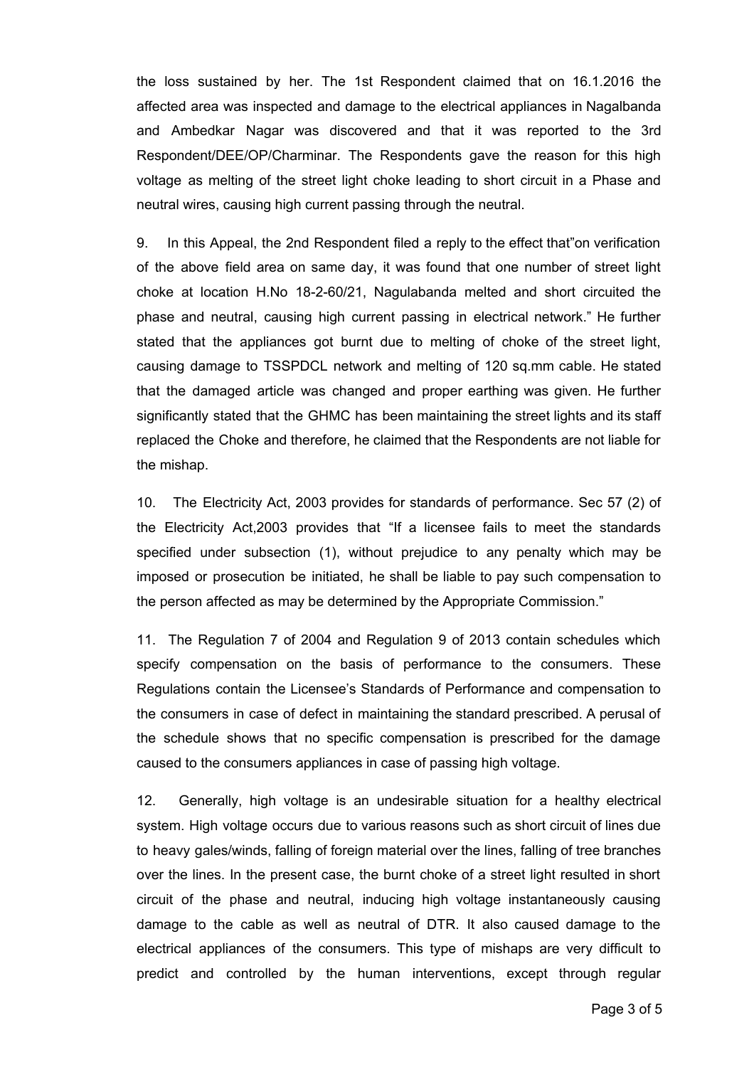the loss sustained by her. The 1st Respondent claimed that on 16.1.2016 the affected area was inspected and damage to the electrical appliances in Nagalbanda and Ambedkar Nagar was discovered and that it was reported to the 3rd Respondent/DEE/OP/Charminar. The Respondents gave the reason for this high voltage as melting of the street light choke leading to short circuit in a Phase and neutral wires, causing high current passing through the neutral.

9. In this Appeal, the 2nd Respondent filed a reply to the effect that"on verification of the above field area on same day, it was found that one number of street light choke at location H.No 18-2-60/21, Nagulabanda melted and short circuited the phase and neutral, causing high current passing in electrical network." He further stated that the appliances got burnt due to melting of choke of the street light, causing damage to TSSPDCL network and melting of 120 sq.mm cable. He stated that the damaged article was changed and proper earthing was given. He further significantly stated that the GHMC has been maintaining the street lights and its staff replaced the Choke and therefore, he claimed that the Respondents are not liable for the mishap.

10. The Electricity Act, 2003 provides for standards of performance. Sec 57 (2) of the Electricity Act,2003 provides that "If a licensee fails to meet the standards specified under subsection (1), without prejudice to any penalty which may be imposed or prosecution be initiated, he shall be liable to pay such compensation to the person affected as may be determined by the Appropriate Commission."

11. The Regulation 7 of 2004 and Regulation 9 of 2013 contain schedules which specify compensation on the basis of performance to the consumers. These Regulations contain the Licensee's Standards of Performance and compensation to the consumers in case of defect in maintaining the standard prescribed. A perusal of the schedule shows that no specific compensation is prescribed for the damage caused to the consumers appliances in case of passing high voltage.

12. Generally, high voltage is an undesirable situation for a healthy electrical system. High voltage occurs due to various reasons such as short circuit of lines due to heavy gales/winds, falling of foreign material over the lines, falling of tree branches over the lines. In the present case, the burnt choke of a street light resulted in short circuit of the phase and neutral, inducing high voltage instantaneously causing damage to the cable as well as neutral of DTR. It also caused damage to the electrical appliances of the consumers. This type of mishaps are very difficult to predict and controlled by the human interventions, except through regular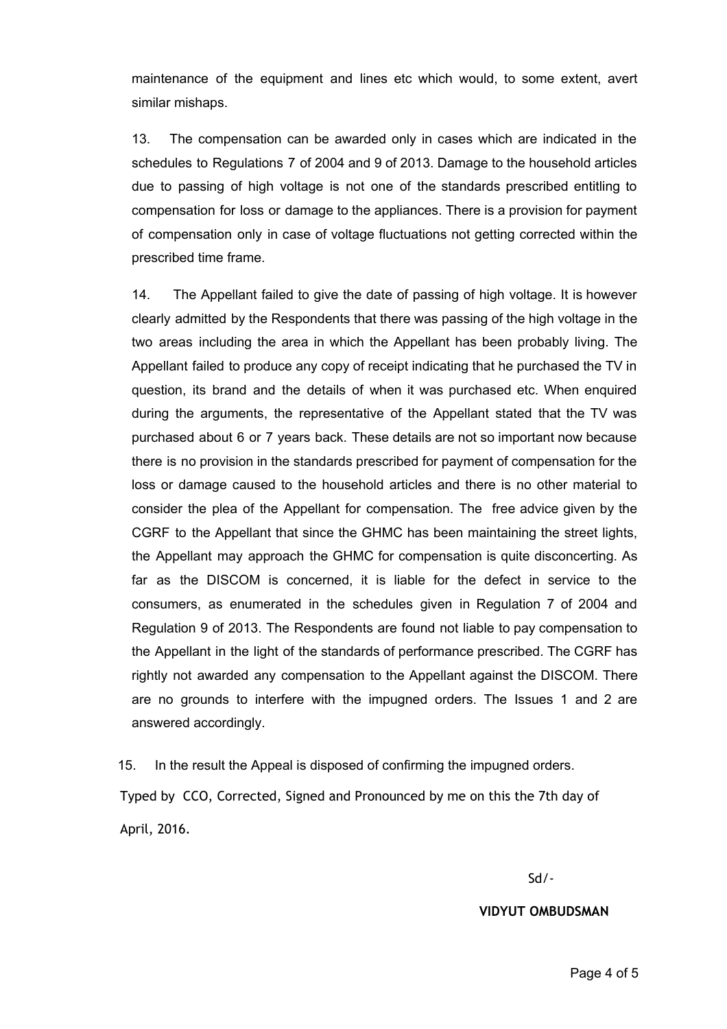maintenance of the equipment and lines etc which would, to some extent, avert similar mishaps.

13. The compensation can be awarded only in cases which are indicated in the schedules to Regulations 7 of 2004 and 9 of 2013. Damage to the household articles due to passing of high voltage is not one of the standards prescribed entitling to compensation for loss or damage to the appliances. There is a provision for payment of compensation only in case of voltage fluctuations not getting corrected within the prescribed time frame.

14. The Appellant failed to give the date of passing of high voltage. It is however clearly admitted by the Respondents that there was passing of the high voltage in the two areas including the area in which the Appellant has been probably living. The Appellant failed to produce any copy of receipt indicating that he purchased the TV in question, its brand and the details of when it was purchased etc. When enquired during the arguments, the representative of the Appellant stated that the TV was purchased about 6 or 7 years back. These details are not so important now because there is no provision in the standards prescribed for payment of compensation for the loss or damage caused to the household articles and there is no other material to consider the plea of the Appellant for compensation. The free advice given by the CGRF to the Appellant that since the GHMC has been maintaining the street lights, the Appellant may approach the GHMC for compensation is quite disconcerting. As far as the DISCOM is concerned, it is liable for the defect in service to the consumers, as enumerated in the schedules given in Regulation 7 of 2004 and Regulation 9 of 2013. The Respondents are found not liable to pay compensation to the Appellant in the light of the standards of performance prescribed. The CGRF has rightly not awarded any compensation to the Appellant against the DISCOM. There are no grounds to interfere with the impugned orders. The Issues 1 and 2 are answered accordingly.

15. In the result the Appeal is disposed of confirming the impugned orders.

Typed by CCO, Corrected, Signed and Pronounced by me on this the 7th day of April, 2016.

Sd/-

**VIDYUT OMBUDSMAN**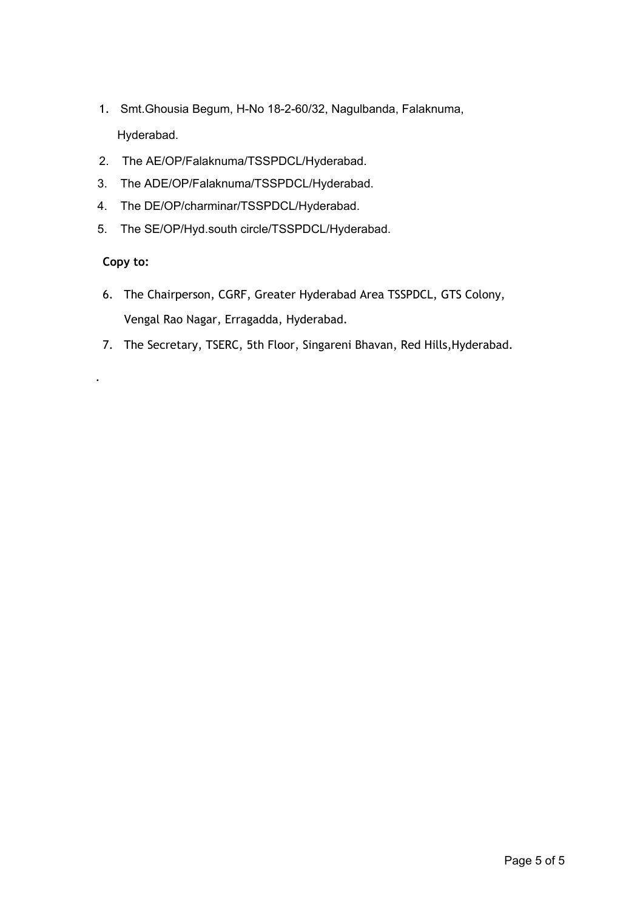1. Smt.Ghousia Begum, H-No 18-2-60/32, Nagulbanda, Falaknuma, Hyderabad.
2. The AE/OP/Falaknuma/TSSPDCL/Hyderabad.
3. The ADE/OP/Falaknuma/TSSPDCL/Hyderabad.
4. The DE/OP/charminar/TSSPDCL/Hyderabad.
5. The SE/OP/Hyd.south circle/TSSPDCL/Hyderabad.

**Copy to:**

6. The Chairperson, CGRF, Greater Hyderabad Area TSSPDCL, GTS Colony, Vengal Rao Nagar, Erragadda, Hyderabad.
7. The Secretary, TSERC, 5th Floor, Singareni Bhavan, Red Hills,Hyderabad.

.